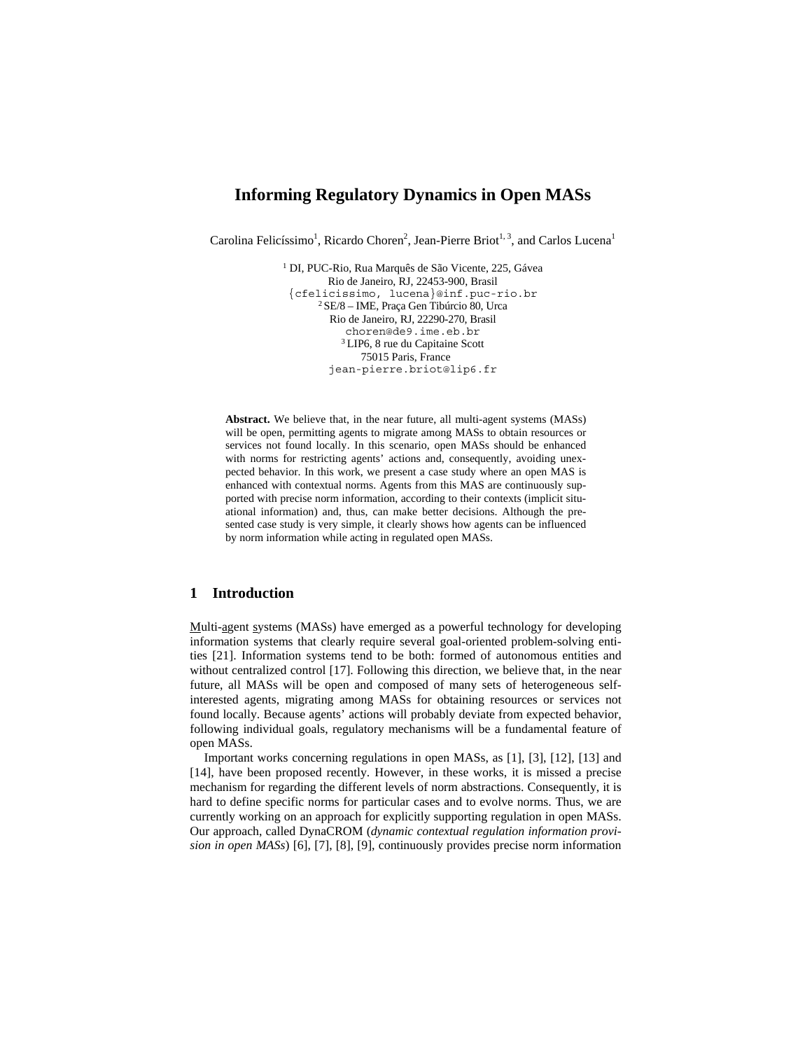# Informing Regulatory Dynamics in Open MASs

Carolina Felicíssimo[1], Ricardo Choren[2], Jean-Pierre Briot[1, 3], and Carlos Lucena[1]

[1] DI, PUC-Rio, Rua Marquês de São Vicente, 225, Gávea
Rio de Janeiro, RJ, 22453-900, Brasil
{cfelicissimo, lucena}@inf.puc-rio.br
[2] SE/8 – IME, Praça Gen Tibúrcio 80, Urca
Rio de Janeiro, RJ, 22290-270, Brasil
choren@de9.ime.eb.br
[3] LIP6, 8 rue du Capitaine Scott
75015 Paris, France
jean-pierre.briot@lip6.fr

**Abstract.** We believe that, in the near future, all multi-agent systems (MASs) will be open, permitting agents to migrate among MASs to obtain resources or services not found locally. In this scenario, open MASs should be enhanced with norms for restricting agents' actions and, consequently, avoiding unexpected behavior. In this work, we present a case study where an open MAS is enhanced with contextual norms. Agents from this MAS are continuously supported with precise norm information, according to their contexts (implicit situational information) and, thus, can make better decisions. Although the presented case study is very simple, it clearly shows how agents can be influenced by norm information while acting in regulated open MASs.

## 1 Introduction

Multi-agent systems (MASs) have emerged as a powerful technology for developing information systems that clearly require several goal-oriented problem-solving entities [21]. Information systems tend to be both: formed of autonomous entities and without centralized control [17]. Following this direction, we believe that, in the near future, all MASs will be open and composed of many sets of heterogeneous self-interested agents, migrating among MASs for obtaining resources or services not found locally. Because agents' actions will probably deviate from expected behavior, following individual goals, regulatory mechanisms will be a fundamental feature of open MASs.

Important works concerning regulations in open MASs, as [1], [3], [12], [13] and [14], have been proposed recently. However, in these works, it is missed a precise mechanism for regarding the different levels of norm abstractions. Consequently, it is hard to define specific norms for particular cases and to evolve norms. Thus, we are currently working on an approach for explicitly supporting regulation in open MASs. Our approach, called DynaCROM (*dynamic contextual regulation information provision in open MASs*) [6], [7], [8], [9], continuously provides precise norm information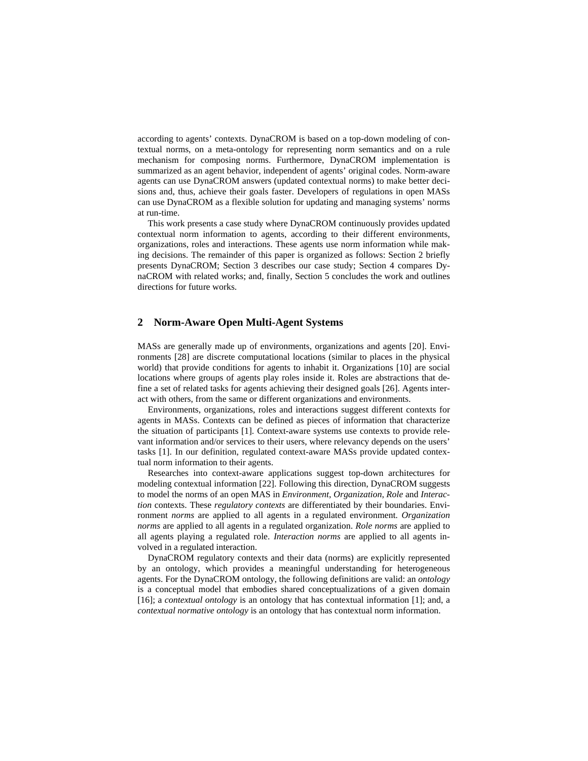according to agents' contexts. DynaCROM is based on a top-down modeling of contextual norms, on a meta-ontology for representing norm semantics and on a rule mechanism for composing norms. Furthermore, DynaCROM implementation is summarized as an agent behavior, independent of agents' original codes. Norm-aware agents can use DynaCROM answers (updated contextual norms) to make better decisions and, thus, achieve their goals faster. Developers of regulations in open MASs can use DynaCROM as a flexible solution for updating and managing systems' norms at run-time.

This work presents a case study where DynaCROM continuously provides updated contextual norm information to agents, according to their different environments, organizations, roles and interactions. These agents use norm information while making decisions. The remainder of this paper is organized as follows: Section 2 briefly presents DynaCROM; Section 3 describes our case study; Section 4 compares DynaCROM with related works; and, finally, Section 5 concludes the work and outlines directions for future works.

## 2 Norm-Aware Open Multi-Agent Systems

MASs are generally made up of environments, organizations and agents [20]. Environments [28] are discrete computational locations (similar to places in the physical world) that provide conditions for agents to inhabit it. Organizations [10] are social locations where groups of agents play roles inside it. Roles are abstractions that define a set of related tasks for agents achieving their designed goals [26]. Agents interact with others, from the same or different organizations and environments.

Environments, organizations, roles and interactions suggest different contexts for agents in MASs. Contexts can be defined as pieces of information that characterize the situation of participants [1]. Context-aware systems use contexts to provide relevant information and/or services to their users, where relevancy depends on the users' tasks [1]. In our definition, regulated context-aware MASs provide updated contextual norm information to their agents.

Researches into context-aware applications suggest top-down architectures for modeling contextual information [22]. Following this direction, DynaCROM suggests to model the norms of an open MAS in *Environment*, *Organization*, *Role* and *Interaction* contexts. These *regulatory contexts* are differentiated by their boundaries. Environment *norms* are applied to all agents in a regulated environment. *Organization norms* are applied to all agents in a regulated organization. *Role norms* are applied to all agents playing a regulated role. *Interaction norms* are applied to all agents involved in a regulated interaction.

DynaCROM regulatory contexts and their data (norms) are explicitly represented by an ontology, which provides a meaningful understanding for heterogeneous agents. For the DynaCROM ontology, the following definitions are valid: an *ontology* is a conceptual model that embodies shared conceptualizations of a given domain [16]; a *contextual ontology* is an ontology that has contextual information [1]; and, a *contextual normative ontology* is an ontology that has contextual norm information.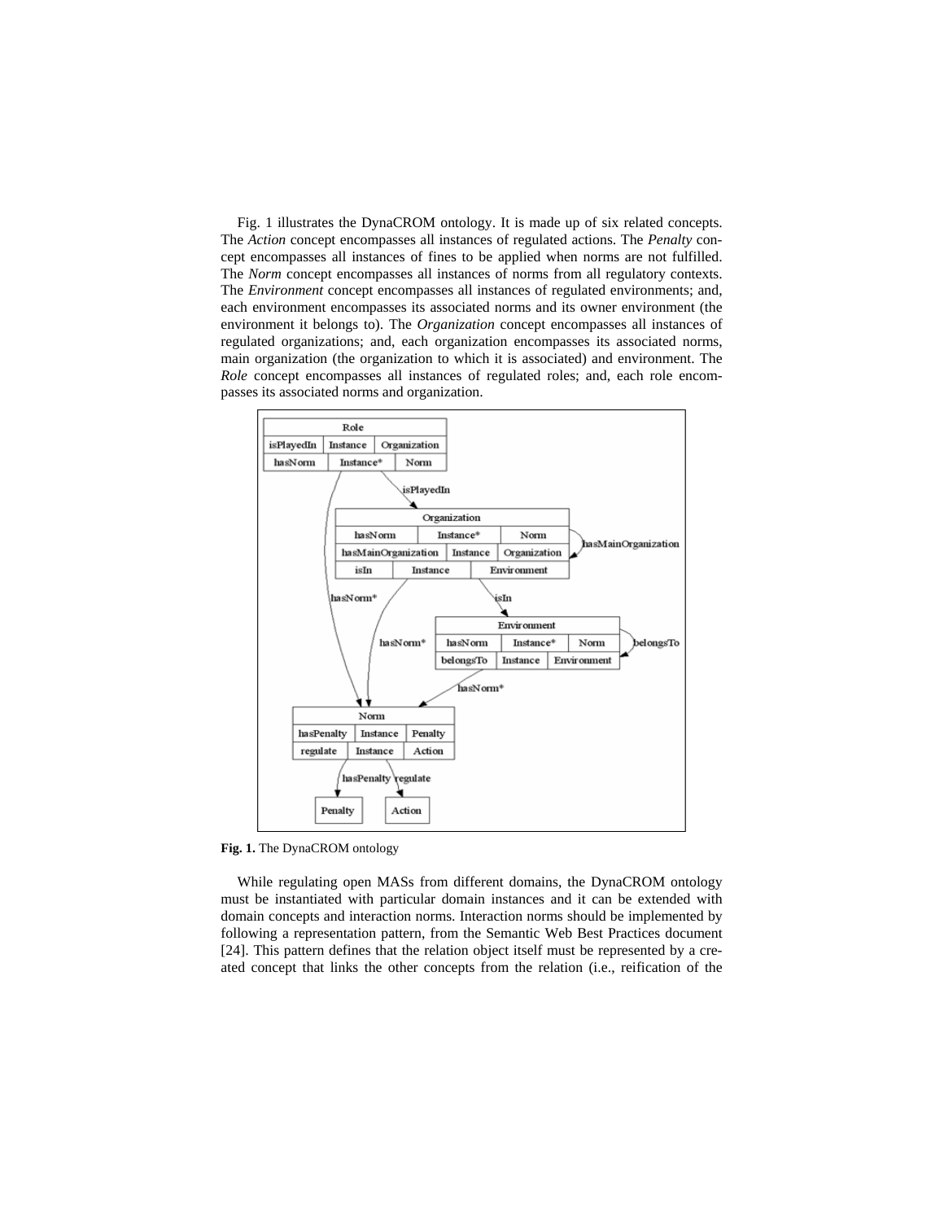Fig. 1 illustrates the DynaCROM ontology. It is made up of six related concepts. The *Action* concept encompasses all instances of regulated actions. The *Penalty* concept encompasses all instances of fines to be applied when norms are not fulfilled. The *Norm* concept encompasses all instances of norms from all regulatory contexts. The *Environment* concept encompasses all instances of regulated environments; and, each environment encompasses its associated norms and its owner environment (the environment it belongs to). The *Organization* concept encompasses all instances of regulated organizations; and, each organization encompasses its associated norms, main organization (the organization to which it is associated) and environment. The *Role* concept encompasses all instances of regulated roles; and, each role encompasses its associated norms and organization.

**Fig. 1.** The DynaCROM ontology

While regulating open MASs from different domains, the DynaCROM ontology must be instantiated with particular domain instances and it can be extended with domain concepts and interaction norms. Interaction norms should be implemented by following a representation pattern, from the Semantic Web Best Practices document [24]. This pattern defines that the relation object itself must be represented by a created concept that links the other concepts from the relation (i.e., reification of the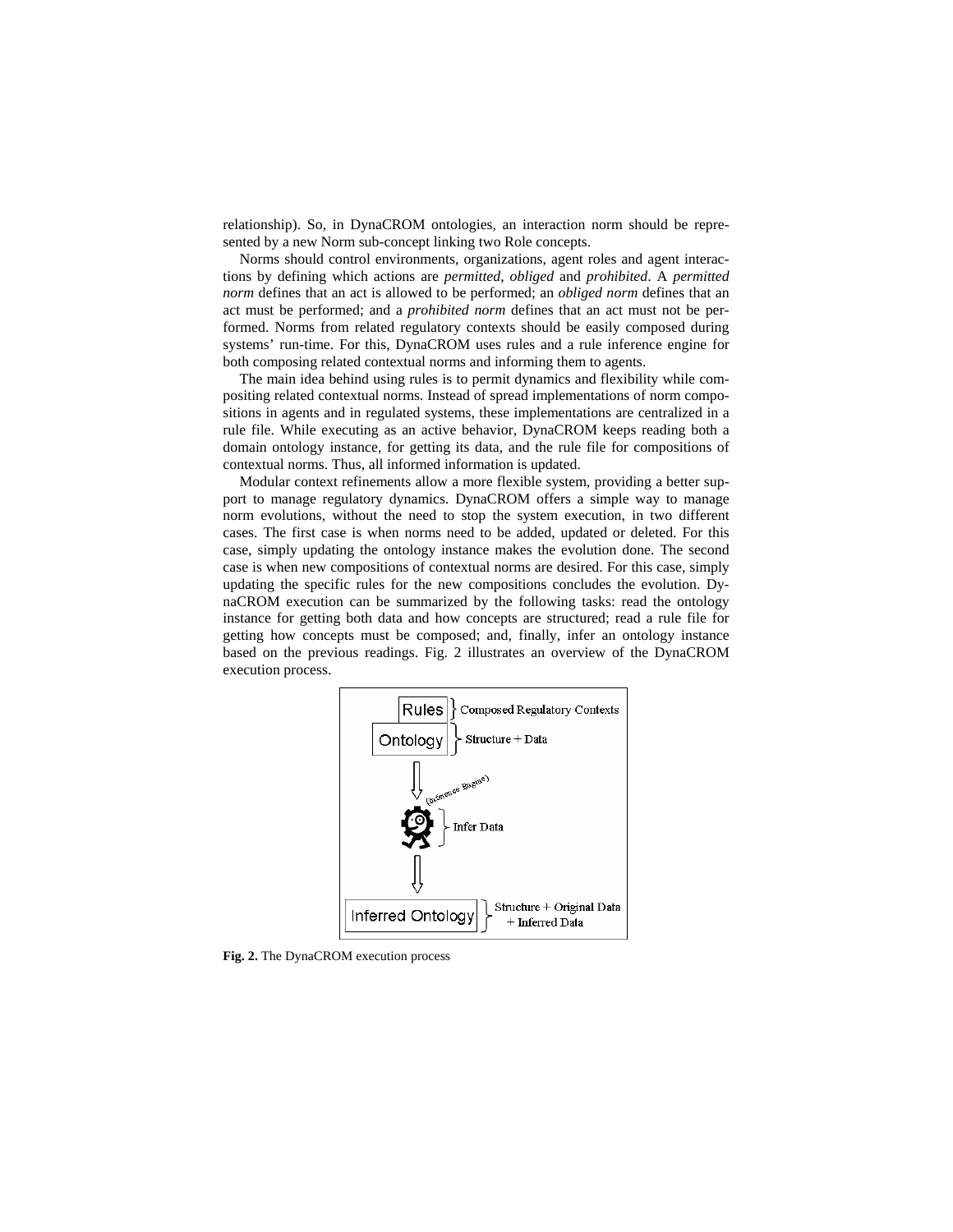relationship). So, in DynaCROM ontologies, an interaction norm should be represented by a new Norm sub-concept linking two Role concepts.

Norms should control environments, organizations, agent roles and agent interactions by defining which actions are *permitted*, *obliged* and *prohibited*. A *permitted norm* defines that an act is allowed to be performed; an *obliged norm* defines that an act must be performed; and a *prohibited norm* defines that an act must not be performed. Norms from related regulatory contexts should be easily composed during systems' run-time. For this, DynaCROM uses rules and a rule inference engine for both composing related contextual norms and informing them to agents.

The main idea behind using rules is to permit dynamics and flexibility while compositing related contextual norms. Instead of spread implementations of norm compositions in agents and in regulated systems, these implementations are centralized in a rule file. While executing as an active behavior, DynaCROM keeps reading both a domain ontology instance, for getting its data, and the rule file for compositions of contextual norms. Thus, all informed information is updated.

Modular context refinements allow a more flexible system, providing a better support to manage regulatory dynamics. DynaCROM offers a simple way to manage norm evolutions, without the need to stop the system execution, in two different cases. The first case is when norms need to be added, updated or deleted. For this case, simply updating the ontology instance makes the evolution done. The second case is when new compositions of contextual norms are desired. For this case, simply updating the specific rules for the new compositions concludes the evolution. DynaCROM execution can be summarized by the following tasks: read the ontology instance for getting both data and how concepts are structured; read a rule file for getting how concepts must be composed; and, finally, infer an ontology instance based on the previous readings. Fig. 2 illustrates an overview of the DynaCROM execution process.

**Fig. 2.** The DynaCROM execution process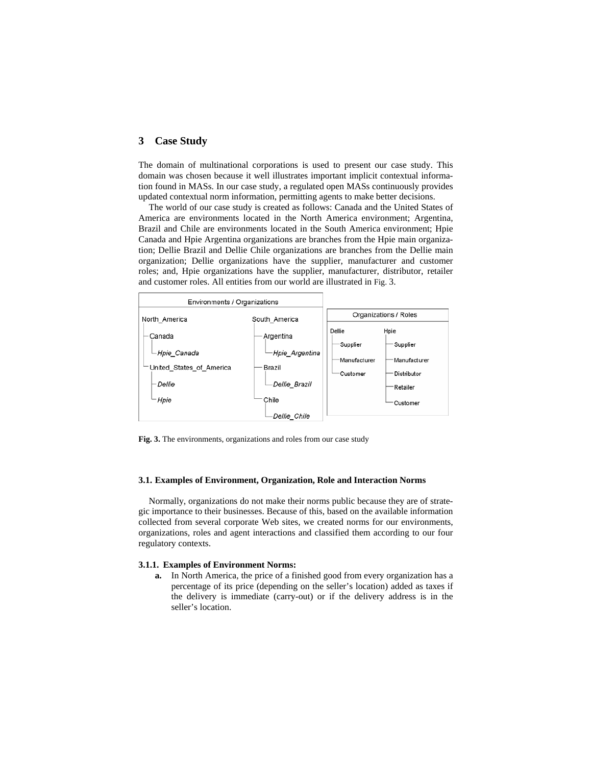## 3 Case Study

The domain of multinational corporations is used to present our case study. This domain was chosen because it well illustrates important implicit contextual information found in MASs. In our case study, a regulated open MASs continuously provides updated contextual norm information, permitting agents to make better decisions.

The world of our case study is created as follows: Canada and the United States of America are environments located in the North America environment; Argentina, Brazil and Chile are environments located in the South America environment; Hpie Canada and Hpie Argentina organizations are branches from the Hpie main organization; Dellie Brazil and Dellie Chile organizations are branches from the Dellie main organization; Dellie organizations have the supplier, manufacturer and customer roles; and, Hpie organizations have the supplier, manufacturer, distributor, retailer and customer roles. All entities from our world are illustrated in Fig. 3.

| Environments / Organizations | |
|---|---|
| North_America | South_America |
| — Canada | — Argentina |
| &nbsp;&nbsp;&nbsp;&nbsp;— *Hpie_Canada* | &nbsp;&nbsp;&nbsp;&nbsp;— *Hpie_Argentina* |
| — United_States_of_America | — Brazil |
| &nbsp;&nbsp;&nbsp;&nbsp;— *Dellie* | &nbsp;&nbsp;&nbsp;&nbsp;— *Dellie_Brazil* |
| &nbsp;&nbsp;&nbsp;&nbsp;— *Hpie* | — Chile |
| | &nbsp;&nbsp;&nbsp;&nbsp;— *Dellie_Chile* |

| Organizations / Roles | |
|---|---|
| Dellie | Hpie |
| — Supplier | — Supplier |
| — Manufacturer | — Manufacturer |
| — Customer | — Distributor |
| | — Retailer |
| | — Customer |

**Fig. 3.** The environments, organizations and roles from our case study

#### 3.1. Examples of Environment, Organization, Role and Interaction Norms

Normally, organizations do not make their norms public because they are of strategic importance to their businesses. Because of this, based on the available information collected from several corporate Web sites, we created norms for our environments, organizations, roles and agent interactions and classified them according to our four regulatory contexts.

#### 3.1.1. Examples of Environment Norms:

**a.** In North America, the price of a finished good from every organization has a percentage of its price (depending on the seller's location) added as taxes if the delivery is immediate (carry-out) or if the delivery address is in the seller's location.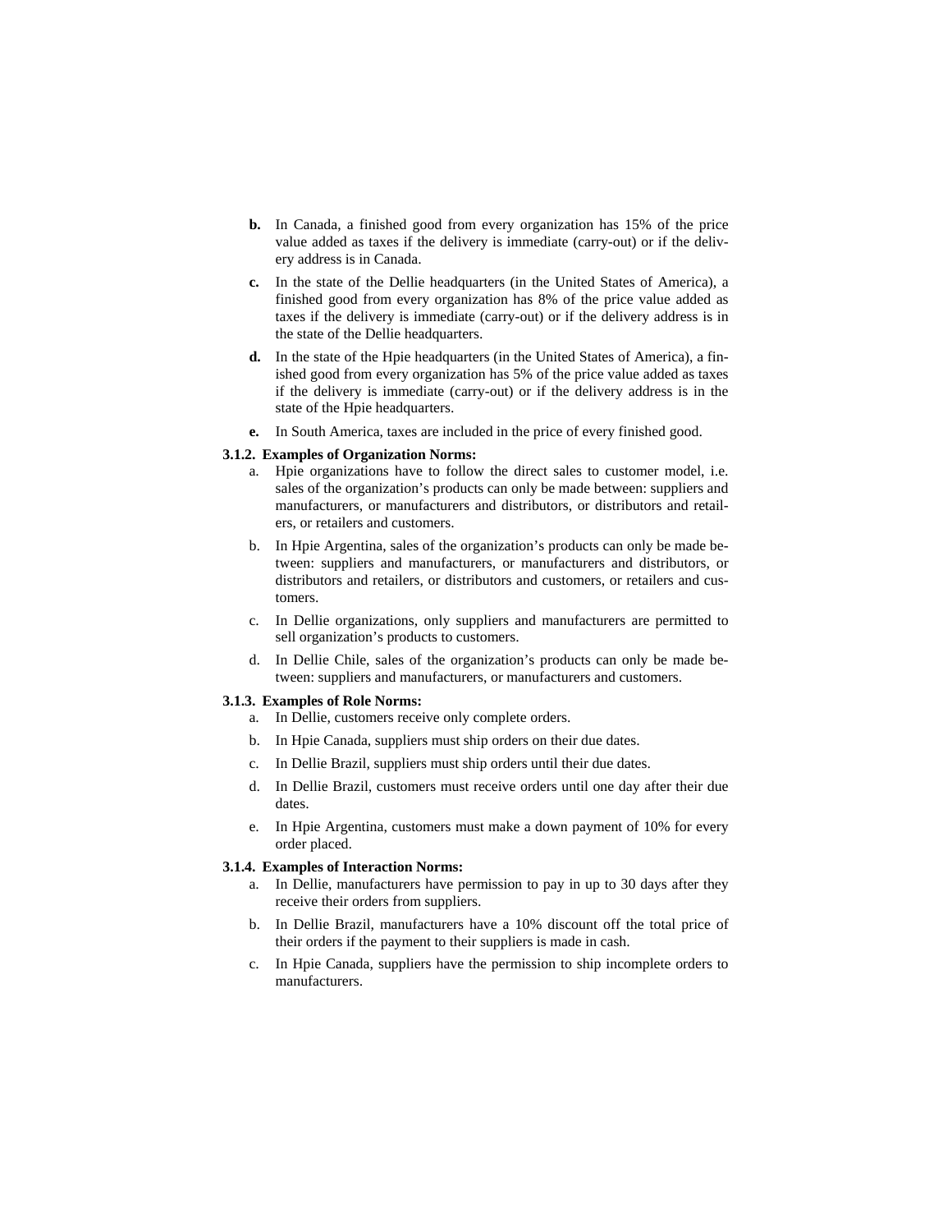**b.** In Canada, a finished good from every organization has 15% of the price value added as taxes if the delivery is immediate (carry-out) or if the delivery address is in Canada.

**c.** In the state of the Dellie headquarters (in the United States of America), a finished good from every organization has 8% of the price value added as taxes if the delivery is immediate (carry-out) or if the delivery address is in the state of the Dellie headquarters.

**d.** In the state of the Hpie headquarters (in the United States of America), a finished good from every organization has 5% of the price value added as taxes if the delivery is immediate (carry-out) or if the delivery address is in the state of the Hpie headquarters.

**e.** In South America, taxes are included in the price of every finished good.

#### 3.1.2. Examples of Organization Norms:

a. Hpie organizations have to follow the direct sales to customer model, i.e. sales of the organization's products can only be made between: suppliers and manufacturers, or manufacturers and distributors, or distributors and retailers, or retailers and customers.

b. In Hpie Argentina, sales of the organization's products can only be made between: suppliers and manufacturers, or manufacturers and distributors, or distributors and retailers, or distributors and customers, or retailers and customers.

c. In Dellie organizations, only suppliers and manufacturers are permitted to sell organization's products to customers.

d. In Dellie Chile, sales of the organization's products can only be made between: suppliers and manufacturers, or manufacturers and customers.

#### 3.1.3. Examples of Role Norms:

a. In Dellie, customers receive only complete orders.

b. In Hpie Canada, suppliers must ship orders on their due dates.

c. In Dellie Brazil, suppliers must ship orders until their due dates.

d. In Dellie Brazil, customers must receive orders until one day after their due dates.

e. In Hpie Argentina, customers must make a down payment of 10% for every order placed.

#### 3.1.4. Examples of Interaction Norms:

a. In Dellie, manufacturers have permission to pay in up to 30 days after they receive their orders from suppliers.

b. In Dellie Brazil, manufacturers have a 10% discount off the total price of their orders if the payment to their suppliers is made in cash.

c. In Hpie Canada, suppliers have the permission to ship incomplete orders to manufacturers.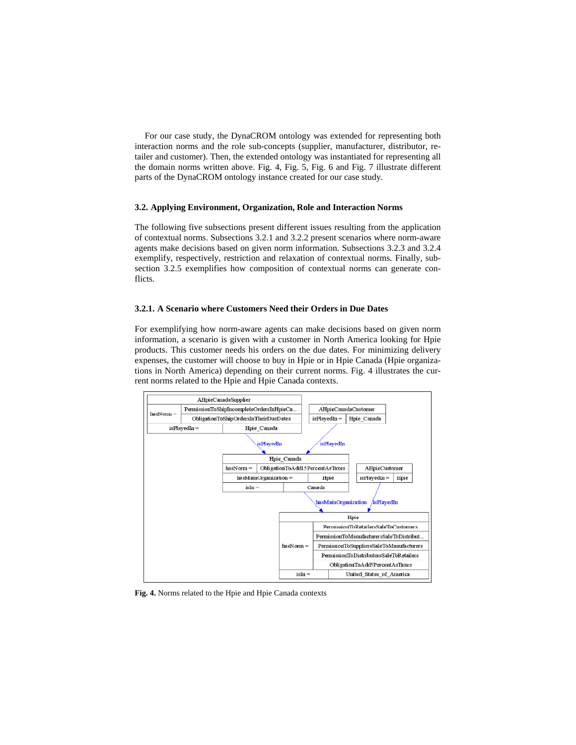For our case study, the DynaCROM ontology was extended for representing both interaction norms and the role sub-concepts (supplier, manufacturer, distributor, retailer and customer). Then, the extended ontology was instantiated for representing all the domain norms written above. Fig. 4, Fig. 5, Fig. 6 and Fig. 7 illustrate different parts of the DynaCROM ontology instance created for our case study.

### 3.2. Applying Environment, Organization, Role and Interaction Norms

The following five subsections present different issues resulting from the application of contextual norms. Subsections 3.2.1 and 3.2.2 present scenarios where norm-aware agents make decisions based on given norm information. Subsections 3.2.3 and 3.2.4 exemplify, respectively, restriction and relaxation of contextual norms. Finally, subsection 3.2.5 exemplifies how composition of contextual norms can generate conflicts.

#### 3.2.1. A Scenario where Customers Need their Orders in Due Dates

For exemplifying how norm-aware agents can make decisions based on given norm information, a scenario is given with a customer in North America looking for Hpie products. This customer needs his orders on the due dates. For minimizing delivery expenses, the customer will choose to buy in Hpie or in Hpie Canada (Hpie organizations in North America) depending on their current norms. Fig. 4 illustrates the current norms related to the Hpie and Hpie Canada contexts.

**Fig. 4.** Norms related to the Hpie and Hpie Canada contexts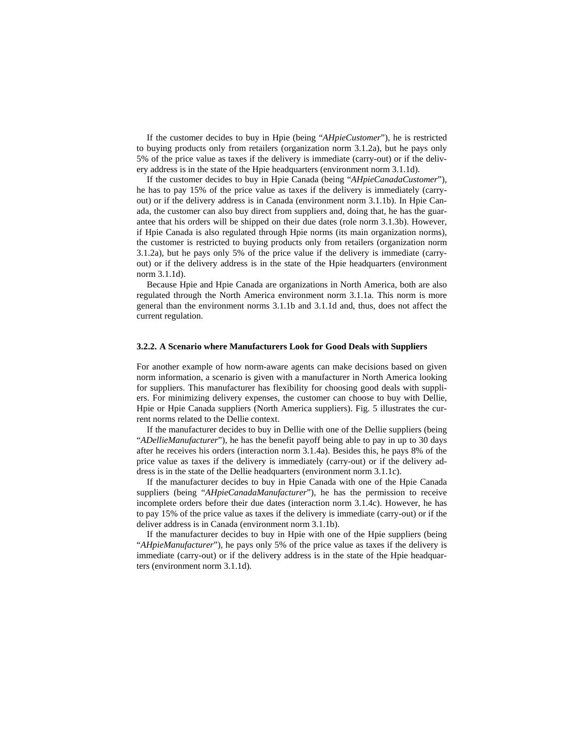If the customer decides to buy in Hpie (being "*AHpieCustomer*"), he is restricted to buying products only from retailers (organization norm 3.1.2a), but he pays only 5% of the price value as taxes if the delivery is immediate (carry-out) or if the delivery address is in the state of the Hpie headquarters (environment norm 3.1.1d).

If the customer decides to buy in Hpie Canada (being "*AHpieCanadaCustomer*"), he has to pay 15% of the price value as taxes if the delivery is immediately (carry-out) or if the delivery address is in Canada (environment norm 3.1.1b). In Hpie Canada, the customer can also buy direct from suppliers and, doing that, he has the guarantee that his orders will be shipped on their due dates (role norm 3.1.3b). However, if Hpie Canada is also regulated through Hpie norms (its main organization norms), the customer is restricted to buying products only from retailers (organization norm 3.1.2a), but he pays only 5% of the price value if the delivery is immediate (carry-out) or if the delivery address is in the state of the Hpie headquarters (environment norm 3.1.1d).

Because Hpie and Hpie Canada are organizations in North America, both are also regulated through the North America environment norm 3.1.1a. This norm is more general than the environment norms 3.1.1b and 3.1.1d and, thus, does not affect the current regulation.

### 3.2.2. A Scenario where Manufacturers Look for Good Deals with Suppliers

For another example of how norm-aware agents can make decisions based on given norm information, a scenario is given with a manufacturer in North America looking for suppliers. This manufacturer has flexibility for choosing good deals with suppliers. For minimizing delivery expenses, the customer can choose to buy with Dellie, Hpie or Hpie Canada suppliers (North America suppliers). Fig. 5 illustrates the current norms related to the Dellie context.

If the manufacturer decides to buy in Dellie with one of the Dellie suppliers (being "*ADellieManufacturer*"), he has the benefit payoff being able to pay in up to 30 days after he receives his orders (interaction norm 3.1.4a). Besides this, he pays 8% of the price value as taxes if the delivery is immediately (carry-out) or if the delivery address is in the state of the Dellie headquarters (environment norm 3.1.1c).

If the manufacturer decides to buy in Hpie Canada with one of the Hpie Canada suppliers (being "*AHpieCanadaManufacturer*"), he has the permission to receive incomplete orders before their due dates (interaction norm 3.1.4c). However, he has to pay 15% of the price value as taxes if the delivery is immediate (carry-out) or if the deliver address is in Canada (environment norm 3.1.1b).

If the manufacturer decides to buy in Hpie with one of the Hpie suppliers (being "*AHpieManufacturer*"), he pays only 5% of the price value as taxes if the delivery is immediate (carry-out) or if the delivery address is in the state of the Hpie headquarters (environment norm 3.1.1d).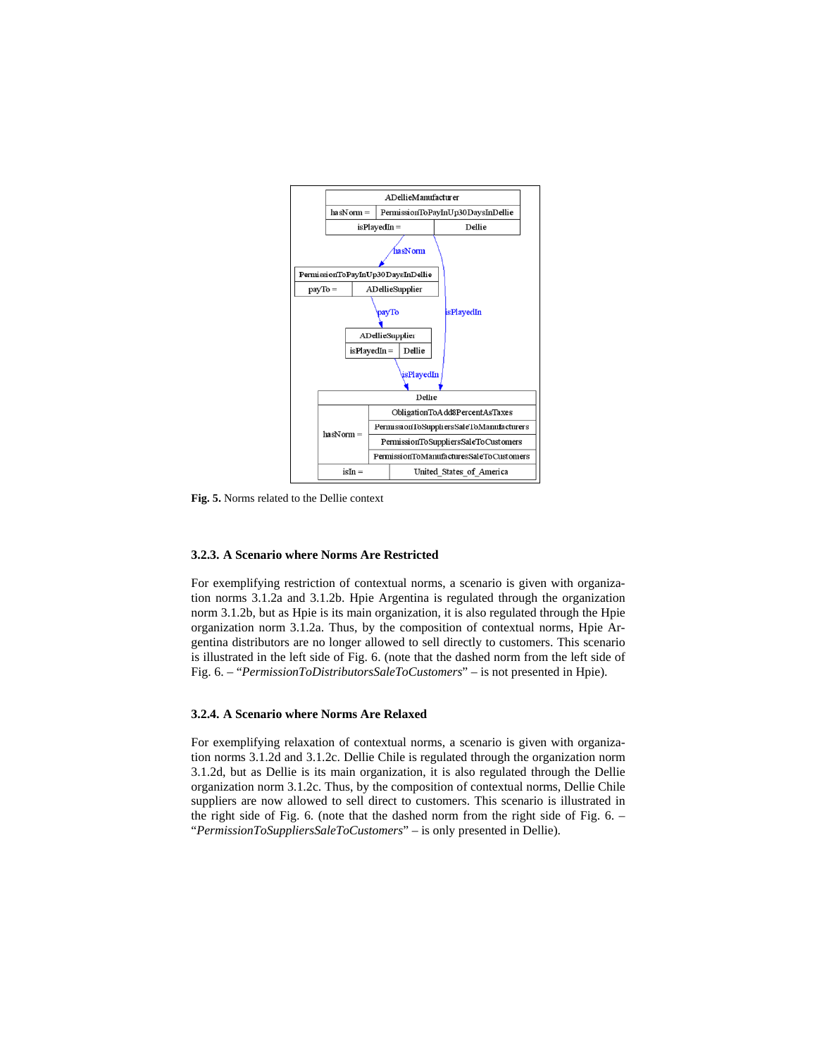Fig. 5. Norms related to the Dellie context

### 3.2.3. A Scenario where Norms Are Restricted

For exemplifying restriction of contextual norms, a scenario is given with organization norms 3.1.2a and 3.1.2b. Hpie Argentina is regulated through the organization norm 3.1.2b, but as Hpie is its main organization, it is also regulated through the Hpie organization norm 3.1.2a. Thus, by the composition of contextual norms, Hpie Argentina distributors are no longer allowed to sell directly to customers. This scenario is illustrated in the left side of Fig. 6. (note that the dashed norm from the left side of Fig. 6. – "*PermissionToDistributorsSaleToCustomers*" – is not presented in Hpie).

### 3.2.4. A Scenario where Norms Are Relaxed

For exemplifying relaxation of contextual norms, a scenario is given with organization norms 3.1.2d and 3.1.2c. Dellie Chile is regulated through the organization norm 3.1.2d, but as Dellie is its main organization, it is also regulated through the Dellie organization norm 3.1.2c. Thus, by the composition of contextual norms, Dellie Chile suppliers are now allowed to sell direct to customers. This scenario is illustrated in the right side of Fig. 6. (note that the dashed norm from the right side of Fig. 6. – "*PermissionToSuppliersSaleToCustomers*" – is only presented in Dellie).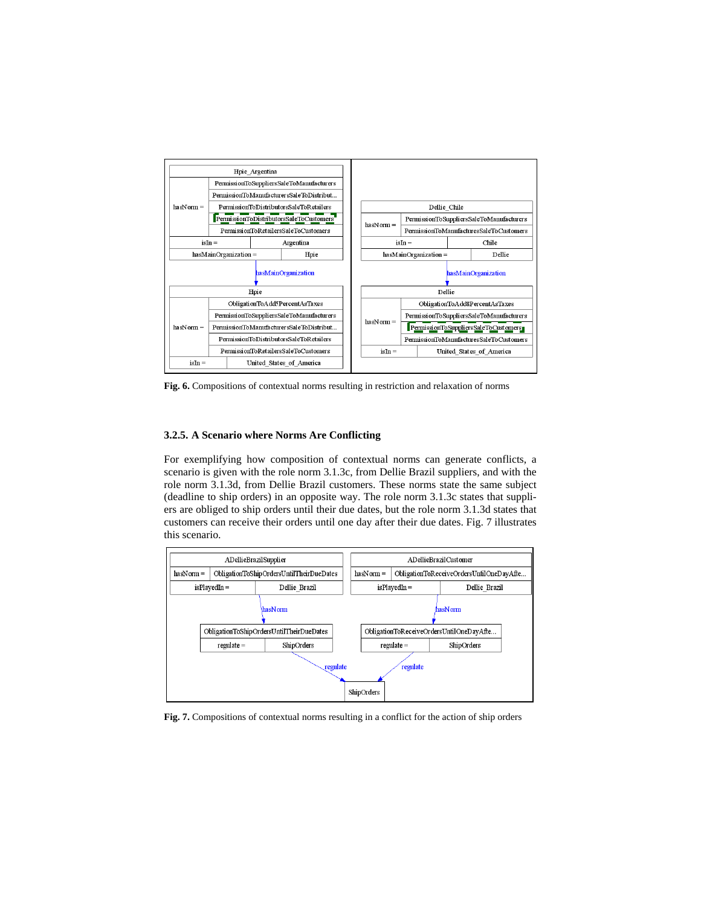**Fig. 6.** Compositions of contextual norms resulting in restriction and relaxation of norms

### 3.2.5. A Scenario where Norms Are Conflicting

For exemplifying how composition of contextual norms can generate conflicts, a scenario is given with the role norm 3.1.3c, from Dellie Brazil suppliers, and with the role norm 3.1.3d, from Dellie Brazil customers. These norms state the same subject (deadline to ship orders) in an opposite way. The role norm 3.1.3c states that suppliers are obliged to ship orders until their due dates, but the role norm 3.1.3d states that customers can receive their orders until one day after their due dates. Fig. 7 illustrates this scenario.

**Fig. 7.** Compositions of contextual norms resulting in a conflict for the action of ship orders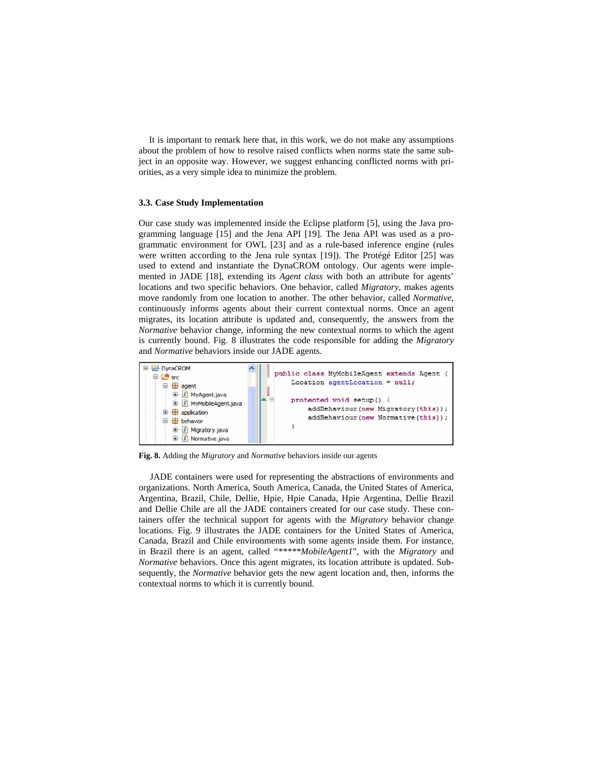It is important to remark here that, in this work, we do not make any assumptions about the problem of how to resolve raised conflicts when norms state the same subject in an opposite way. However, we suggest enhancing conflicted norms with priorities, as a very simple idea to minimize the problem.

### 3.3. Case Study Implementation

Our case study was implemented inside the Eclipse platform [5], using the Java programming language [15] and the Jena API [19]. The Jena API was used as a programmatic environment for OWL [23] and as a rule-based inference engine (rules were written according to the Jena rule syntax [19]). The Protégé Editor [25] was used to extend and instantiate the DynaCROM ontology. Our agents were implemented in JADE [18], extending its *Agent class* with both an attribute for agents' locations and two specific behaviors. One behavior, called *Migratory*, makes agents move randomly from one location to another. The other behavior, called *Normative*, continuously informs agents about their current contextual norms. Once an agent migrates, its location attribute is updated and, consequently, the answers from the *Normative* behavior change, informing the new contextual norms to which the agent is currently bound. Fig. 8 illustrates the code responsible for adding the *Migratory* and *Normative* behaviors inside our JADE agents.

```
DynaCROM
  src
    agent
      MyAgent.java
      MyMobileAgent.java
    application
    behavior
      Migratory.java
      Normative.java
```

```
public class MyMobileAgent extends Agent {
    Location agentLocation = null;

    protected void setup() {
        addBehaviour(new Migratory(this));
        addBehaviour(new Normative(this));
    }
```

**Fig. 8.** Adding the *Migratory* and *Normative* behaviors inside our agents

JADE containers were used for representing the abstractions of environments and organizations. North America, South America, Canada, the United States of America, Argentina, Brazil, Chile, Dellie, Hpie, Hpie Canada, Hpie Argentina, Dellie Brazil and Dellie Chile are all the JADE containers created for our case study. These containers offer the technical support for agents with the *Migratory* behavior change locations. Fig. 9 illustrates the JADE containers for the United States of America, Canada, Brazil and Chile environments with some agents inside them. For instance, in Brazil there is an agent, called "\*\*\*\*\**MobileAgent1*", with the *Migratory* and *Normative* behaviors. Once this agent migrates, its location attribute is updated. Subsequently, the *Normative* behavior gets the new agent location and, then, informs the contextual norms to which it is currently bound.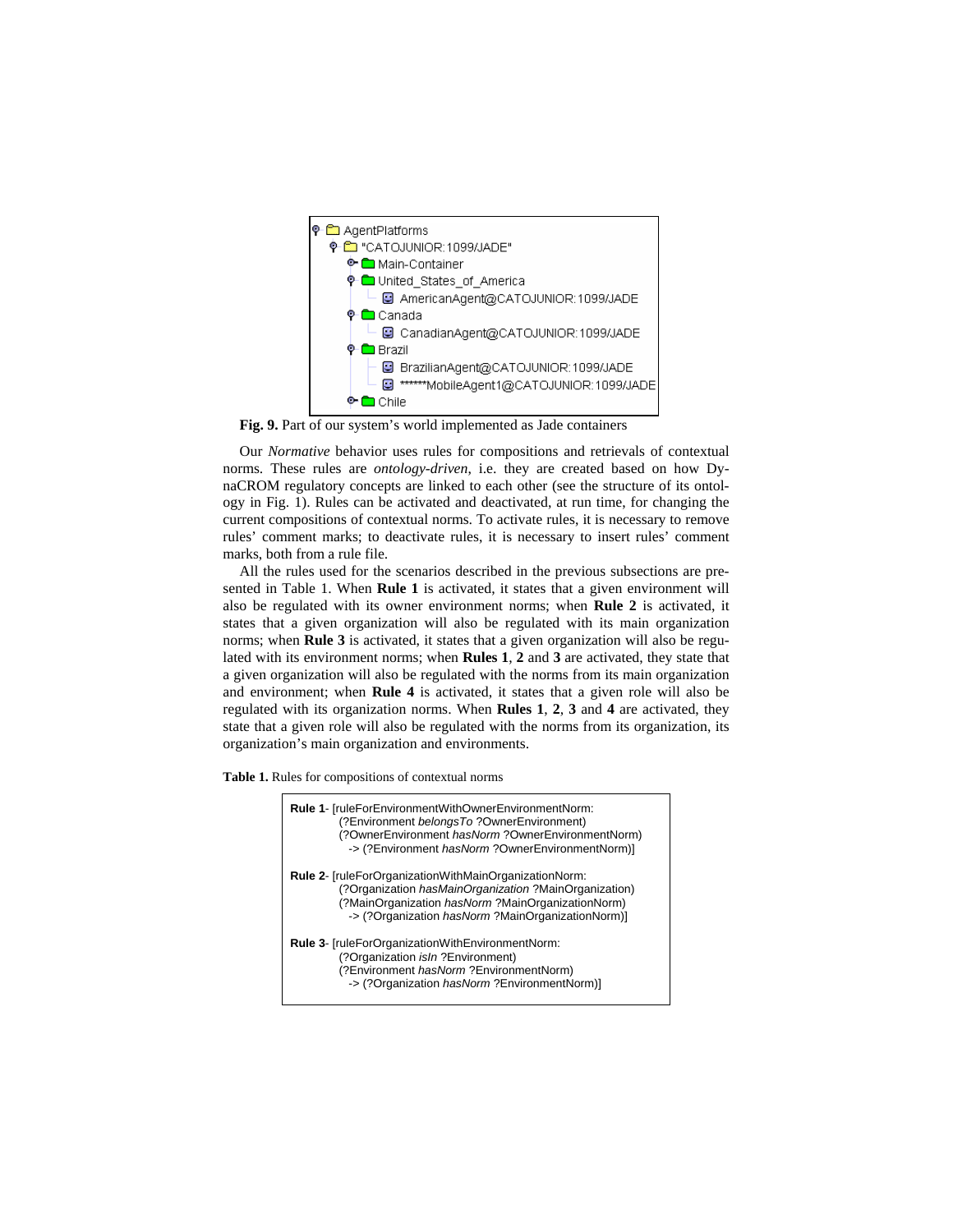```
AgentPlatforms
  "CATOJUNIOR:1099/JADE"
    Main-Container
    United_States_of_America
      AmericanAgent@CATOJUNIOR:1099/JADE
    Canada
      CanadianAgent@CATOJUNIOR:1099/JADE
    Brazil
      BrazilianAgent@CATOJUNIOR:1099/JADE
      ******MobileAgent1@CATOJUNIOR:1099/JADE
    Chile
```

**Fig. 9.** Part of our system's world implemented as Jade containers

Our *Normative* behavior uses rules for compositions and retrievals of contextual norms. These rules are *ontology-driven*, i.e. they are created based on how DynaCROM regulatory concepts are linked to each other (see the structure of its ontology in Fig. 1). Rules can be activated and deactivated, at run time, for changing the current compositions of contextual norms. To activate rules, it is necessary to remove rules' comment marks; to deactivate rules, it is necessary to insert rules' comment marks, both from a rule file.

All the rules used for the scenarios described in the previous subsections are presented in Table 1. When **Rule 1** is activated, it states that a given environment will also be regulated with its owner environment norms; when **Rule 2** is activated, it states that a given organization will also be regulated with its main organization norms; when **Rule 3** is activated, it states that a given organization will also be regulated with its environment norms; when **Rules 1**, **2** and **3** are activated, they state that a given organization will also be regulated with the norms from its main organization and environment; when **Rule 4** is activated, it states that a given role will also be regulated with its organization norms. When **Rules 1**, **2**, **3** and **4** are activated, they state that a given role will also be regulated with the norms from its organization, its organization's main organization and environments.

**Table 1.** Rules for compositions of contextual norms

```
Rule 1- [ruleForEnvironmentWithOwnerEnvironmentNorm:
          (?Environment belongsTo ?OwnerEnvironment)
          (?OwnerEnvironment hasNorm ?OwnerEnvironmentNorm)
            -> (?Environment hasNorm ?OwnerEnvironmentNorm)]

Rule 2- [ruleForOrganizationWithMainOrganizationNorm:
          (?Organization hasMainOrganization ?MainOrganization)
          (?MainOrganization hasNorm ?MainOrganizationNorm)
            -> (?Organization hasNorm ?MainOrganizationNorm)]

Rule 3- [ruleForOrganizationWithEnvironmentNorm:
          (?Organization isIn ?Environment)
          (?Environment hasNorm ?EnvironmentNorm)
            -> (?Organization hasNorm ?EnvironmentNorm)]
```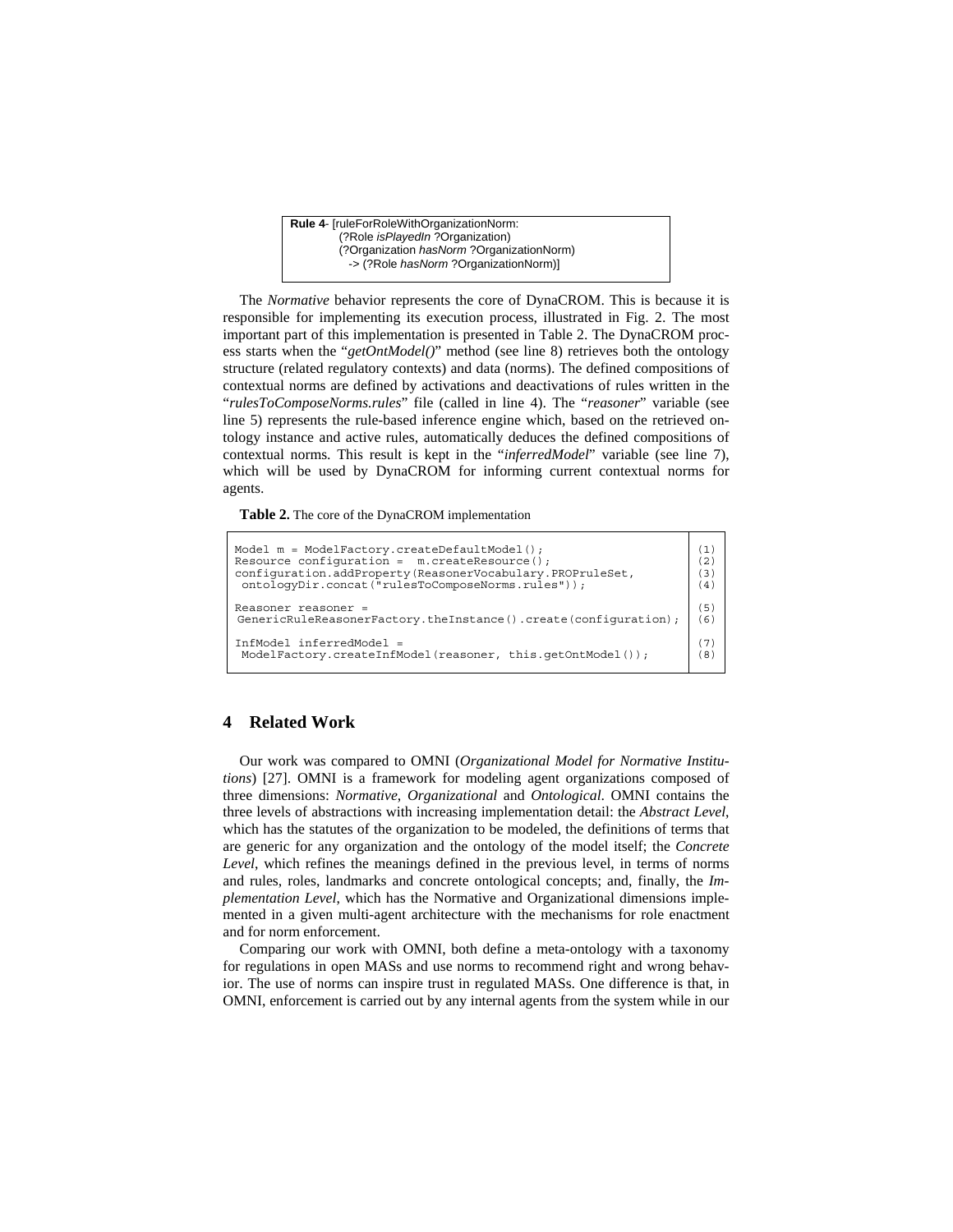```
Rule 4- [ruleForRoleWithOrganizationNorm:
        (?Role isPlayedIn ?Organization)
        (?Organization hasNorm ?OrganizationNorm)
          -> (?Role hasNorm ?OrganizationNorm)]
```

The *Normative* behavior represents the core of DynaCROM. This is because it is responsible for implementing its execution process, illustrated in Fig. 2. The most important part of this implementation is presented in Table 2. The DynaCROM process starts when the "*getOntModel()*" method (see line 8) retrieves both the ontology structure (related regulatory contexts) and data (norms). The defined compositions of contextual norms are defined by activations and deactivations of rules written in the "*rulesToComposeNorms.rules*" file (called in line 4). The "*reasoner*" variable (see line 5) represents the rule-based inference engine which, based on the retrieved ontology instance and active rules, automatically deduces the defined compositions of contextual norms. This result is kept in the "*inferredModel*" variable (see line 7), which will be used by DynaCROM for informing current contextual norms for agents.

**Table 2.** The core of the DynaCROM implementation

```
Model m = ModelFactory.createDefaultModel();                             (1)
Resource configuration =  m.createResource();                            (2)
configuration.addProperty(ReasonerVocabulary.PROPruleSet,                (3)
 ontologyDir.concat("rulesToComposeNorms.rules"));                       (4)

Reasoner reasoner =                                                      (5)
 GenericRuleReasonerFactory.theInstance().create(configuration);         (6)

InfModel inferredModel =                                                 (7)
 ModelFactory.createInfModel(reasoner, this.getOntModel());              (8)
```

## 4 Related Work

Our work was compared to OMNI (*Organizational Model for Normative Institutions*) [27]. OMNI is a framework for modeling agent organizations composed of three dimensions: *Normative*, *Organizational* and *Ontological*. OMNI contains the three levels of abstractions with increasing implementation detail: the *Abstract Level*, which has the statutes of the organization to be modeled, the definitions of terms that are generic for any organization and the ontology of the model itself; the *Concrete Level*, which refines the meanings defined in the previous level, in terms of norms and rules, roles, landmarks and concrete ontological concepts; and, finally, the *Implementation Level*, which has the Normative and Organizational dimensions implemented in a given multi-agent architecture with the mechanisms for role enactment and for norm enforcement.

Comparing our work with OMNI, both define a meta-ontology with a taxonomy for regulations in open MASs and use norms to recommend right and wrong behavior. The use of norms can inspire trust in regulated MASs. One difference is that, in OMNI, enforcement is carried out by any internal agents from the system while in our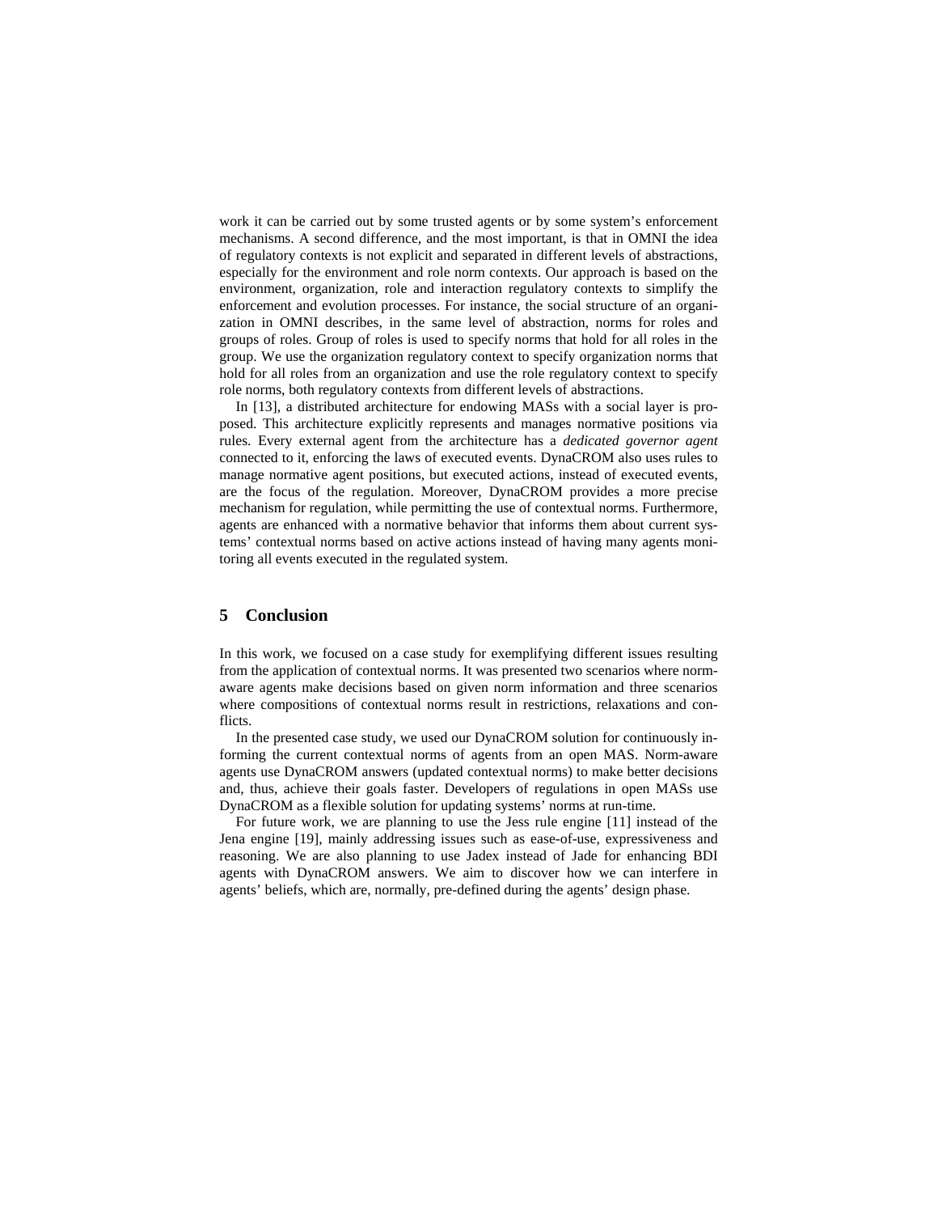work it can be carried out by some trusted agents or by some system's enforcement mechanisms. A second difference, and the most important, is that in OMNI the idea of regulatory contexts is not explicit and separated in different levels of abstractions, especially for the environment and role norm contexts. Our approach is based on the environment, organization, role and interaction regulatory contexts to simplify the enforcement and evolution processes. For instance, the social structure of an organization in OMNI describes, in the same level of abstraction, norms for roles and groups of roles. Group of roles is used to specify norms that hold for all roles in the group. We use the organization regulatory context to specify organization norms that hold for all roles from an organization and use the role regulatory context to specify role norms, both regulatory contexts from different levels of abstractions.

In [13], a distributed architecture for endowing MASs with a social layer is proposed. This architecture explicitly represents and manages normative positions via rules. Every external agent from the architecture has a *dedicated governor agent* connected to it, enforcing the laws of executed events. DynaCROM also uses rules to manage normative agent positions, but executed actions, instead of executed events, are the focus of the regulation. Moreover, DynaCROM provides a more precise mechanism for regulation, while permitting the use of contextual norms. Furthermore, agents are enhanced with a normative behavior that informs them about current systems' contextual norms based on active actions instead of having many agents monitoring all events executed in the regulated system.

## 5 Conclusion

In this work, we focused on a case study for exemplifying different issues resulting from the application of contextual norms. It was presented two scenarios where norm-aware agents make decisions based on given norm information and three scenarios where compositions of contextual norms result in restrictions, relaxations and conflicts.

In the presented case study, we used our DynaCROM solution for continuously informing the current contextual norms of agents from an open MAS. Norm-aware agents use DynaCROM answers (updated contextual norms) to make better decisions and, thus, achieve their goals faster. Developers of regulations in open MASs use DynaCROM as a flexible solution for updating systems' norms at run-time.

For future work, we are planning to use the Jess rule engine [11] instead of the Jena engine [19], mainly addressing issues such as ease-of-use, expressiveness and reasoning. We are also planning to use Jadex instead of Jade for enhancing BDI agents with DynaCROM answers. We aim to discover how we can interfere in agents' beliefs, which are, normally, pre-defined during the agents' design phase.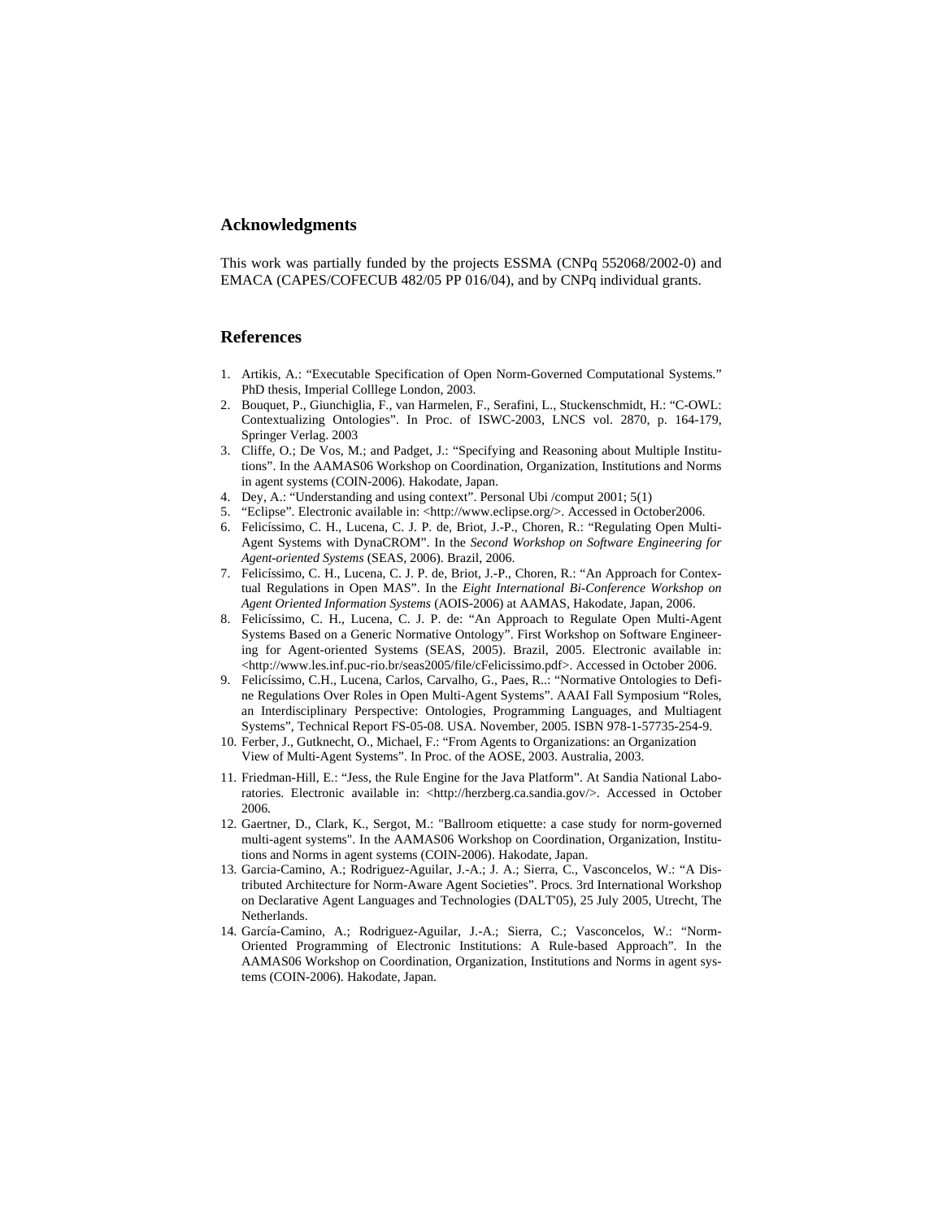## Acknowledgments

This work was partially funded by the projects ESSMA (CNPq 552068/2002-0) and EMACA (CAPES/COFECUB 482/05 PP 016/04), and by CNPq individual grants.

## References

1. Artikis, A.: "Executable Specification of Open Norm-Governed Computational Systems." PhD thesis, Imperial Colllege London, 2003.
2. Bouquet, P., Giunchiglia, F., van Harmelen, F., Serafini, L., Stuckenschmidt, H.: "C-OWL: Contextualizing Ontologies". In Proc. of ISWC-2003, LNCS vol. 2870, p. 164-179, Springer Verlag. 2003
3. Cliffe, O.; De Vos, M.; and Padget, J.: "Specifying and Reasoning about Multiple Institutions". In the AAMAS06 Workshop on Coordination, Organization, Institutions and Norms in agent systems (COIN-2006). Hakodate, Japan.
4. Dey, A.: "Understanding and using context". Personal Ubi /comput 2001; 5(1)
5. "Eclipse". Electronic available in: <http://www.eclipse.org/>. Accessed in October2006.
6. Felicíssimo, C. H., Lucena, C. J. P. de, Briot, J.-P., Choren, R.: "Regulating Open Multi-Agent Systems with DynaCROM". In the *Second Workshop on Software Engineering for Agent-oriented Systems* (SEAS, 2006). Brazil, 2006.
7. Felicíssimo, C. H., Lucena, C. J. P. de, Briot, J.-P., Choren, R.: "An Approach for Contextual Regulations in Open MAS". In the *Eight International Bi-Conference Workshop on Agent Oriented Information Systems* (AOIS-2006) at AAMAS, Hakodate, Japan, 2006.
8. Felicíssimo, C. H., Lucena, C. J. P. de: "An Approach to Regulate Open Multi-Agent Systems Based on a Generic Normative Ontology". First Workshop on Software Engineering for Agent-oriented Systems (SEAS, 2005). Brazil, 2005. Electronic available in: <http://www.les.inf.puc-rio.br/seas2005/file/cFelicissimo.pdf>. Accessed in October 2006.
9. Felicíssimo, C.H., Lucena, Carlos, Carvalho, G., Paes, R..: "Normative Ontologies to Define Regulations Over Roles in Open Multi-Agent Systems". AAAI Fall Symposium "Roles, an Interdisciplinary Perspective: Ontologies, Programming Languages, and Multiagent Systems", Technical Report FS-05-08. USA. November, 2005. ISBN 978-1-57735-254-9.
10. Ferber, J., Gutknecht, O., Michael, F.: "From Agents to Organizations: an Organization View of Multi-Agent Systems". In Proc. of the AOSE, 2003. Australia, 2003.
11. Friedman-Hill, E.: "Jess, the Rule Engine for the Java Platform". At Sandia National Laboratories. Electronic available in: <http://herzberg.ca.sandia.gov/>. Accessed in October 2006.
12. Gaertner, D., Clark, K., Sergot, M.: "Ballroom etiquette: a case study for norm-governed multi-agent systems". In the AAMAS06 Workshop on Coordination, Organization, Institutions and Norms in agent systems (COIN-2006). Hakodate, Japan.
13. Garcia-Camino, A.; Rodriguez-Aguilar, J.-A.; J. A.; Sierra, C., Vasconcelos, W.: "A Distributed Architecture for Norm-Aware Agent Societies". Procs. 3rd International Workshop on Declarative Agent Languages and Technologies (DALT'05), 25 July 2005, Utrecht, The Netherlands.
14. García-Camino, A.; Rodriguez-Aguilar, J.-A.; Sierra, C.; Vasconcelos, W.: "Norm-Oriented Programming of Electronic Institutions: A Rule-based Approach". In the AAMAS06 Workshop on Coordination, Organization, Institutions and Norms in agent systems (COIN-2006). Hakodate, Japan.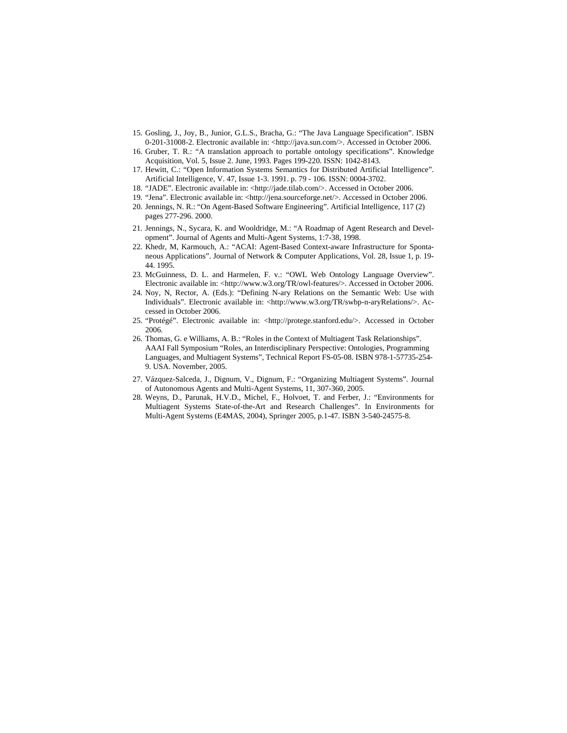15. Gosling, J., Joy, B., Junior, G.L.S., Bracha, G.: "The Java Language Specification". ISBN 0-201-31008-2. Electronic available in: <http://java.sun.com/>. Accessed in October 2006.
16. Gruber, T. R.: "A translation approach to portable ontology specifications". Knowledge Acquisition, Vol. 5, Issue 2. June, 1993. Pages 199-220. ISSN: 1042-8143.
17. Hewitt, C.: "Open Information Systems Semantics for Distributed Artificial Intelligence". Artificial Intelligence, V. 47, Issue 1-3. 1991. p. 79 - 106. ISSN: 0004-3702.
18. "JADE". Electronic available in: <http://jade.tilab.com/>. Accessed in October 2006.
19. "Jena". Electronic available in: <http://jena.sourceforge.net/>. Accessed in October 2006.
20. Jennings, N. R.: "On Agent-Based Software Engineering". Artificial Intelligence, 117 (2) pages 277-296. 2000.
21. Jennings, N., Sycara, K. and Wooldridge, M.: "A Roadmap of Agent Research and Development". Journal of Agents and Multi-Agent Systems, 1:7-38, 1998.
22. Khedr, M, Karmouch, A.: "ACAI: Agent-Based Context-aware Infrastructure for Spontaneous Applications". Journal of Network & Computer Applications, Vol. 28, Issue 1, p. 19-44. 1995.
23. McGuinness, D. L. and Harmelen, F. v.: "OWL Web Ontology Language Overview". Electronic available in: <http://www.w3.org/TR/owl-features/>. Accessed in October 2006.
24. Noy, N, Rector, A. (Eds.): "Defining N-ary Relations on the Semantic Web: Use with Individuals". Electronic available in: <http://www.w3.org/TR/swbp-n-aryRelations/>. Accessed in October 2006.
25. "Protégé". Electronic available in: <http://protege.stanford.edu/>. Accessed in October 2006.
26. Thomas, G. e Williams, A. B.: "Roles in the Context of Multiagent Task Relationships". AAAI Fall Symposium "Roles, an Interdisciplinary Perspective: Ontologies, Programming Languages, and Multiagent Systems", Technical Report FS-05-08. ISBN 978-1-57735-254-9. USA. November, 2005.
27. Vázquez-Salceda, J., Dignum, V., Dignum, F.: "Organizing Multiagent Systems". Journal of Autonomous Agents and Multi-Agent Systems, 11, 307-360, 2005.
28. Weyns, D., Parunak, H.V.D., Michel, F., Holvoet, T. and Ferber, J.: "Environments for Multiagent Systems State-of-the-Art and Research Challenges". In Environments for Multi-Agent Systems (E4MAS, 2004), Springer 2005, p.1-47. ISBN 3-540-24575-8.